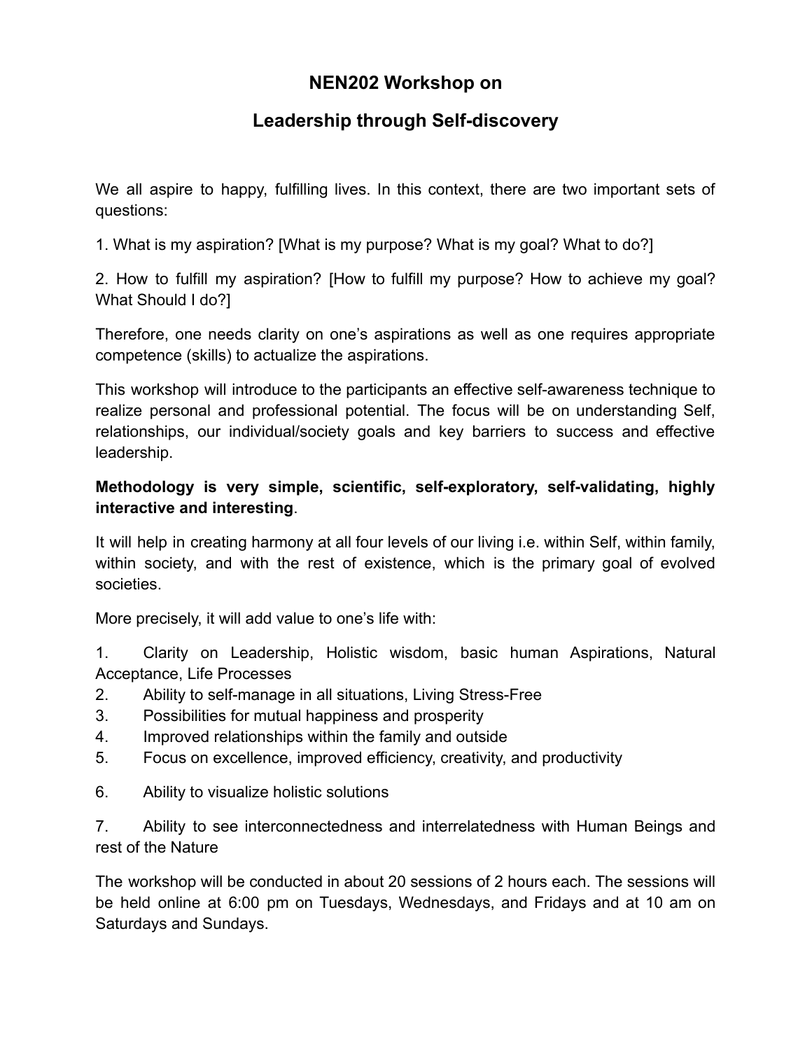# NEN202 Workshop on

# Leadership through Self-discovery

We all aspire to happy, fulfilling lives. In this context, there are two important sets of questions:

1. What is my aspiration? [What is my purpose? What is my goal? What to do?]

2. How to fulfill my aspiration? [How to fulfill my purpose? How to achieve my goal? What Should I do?]

Therefore, one needs clarity on one's aspirations as well as one requires appropriate competence (skills) to actualize the aspirations.

This workshop will introduce to the participants an effective self-awareness technique to realize personal and professional potential. The focus will be on understanding Self, relationships, our individual/society goals and key barriers to success and effective leadership.

**Methodology is very simple, scientific, self-exploratory, self-validating, highly interactive and interesting**.

It will help in creating harmony at all four levels of our living i.e. within Self, within family, within society, and with the rest of existence, which is the primary goal of evolved societies.

More precisely, it will add value to one's life with:

1. Clarity on Leadership, Holistic wisdom, basic human Aspirations, Natural Acceptance, Life Processes
2. Ability to self-manage in all situations, Living Stress-Free
3. Possibilities for mutual happiness and prosperity
4. Improved relationships within the family and outside
5. Focus on excellence, improved efficiency, creativity, and productivity
6. Ability to visualize holistic solutions
7. Ability to see interconnectedness and interrelatedness with Human Beings and rest of the Nature

The workshop will be conducted in about 20 sessions of 2 hours each. The sessions will be held online at 6:00 pm on Tuesdays, Wednesdays, and Fridays and at 10 am on Saturdays and Sundays.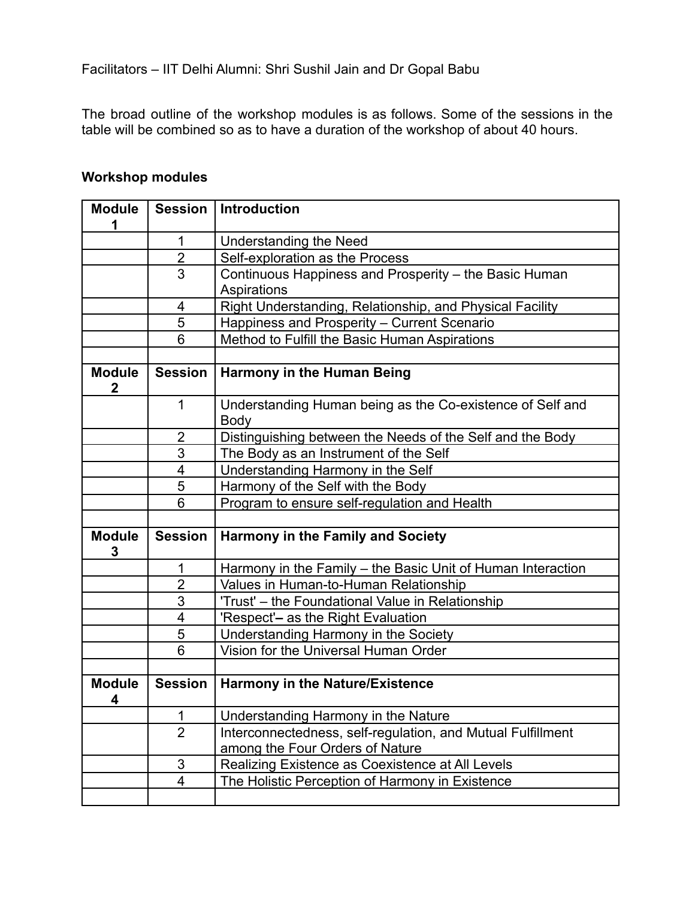Facilitators – IIT Delhi Alumni: Shri Sushil Jain and Dr Gopal Babu

The broad outline of the workshop modules is as follows. Some of the sessions in the table will be combined so as to have a duration of the workshop of about 40 hours.

**Workshop modules**

| **Module 1** | **Session** | **Introduction** |
|---|---|---|
| | 1 | Understanding the Need |
| | 2 | Self-exploration as the Process |
| | 3 | Continuous Happiness and Prosperity – the Basic Human Aspirations |
| | 4 | Right Understanding, Relationship, and Physical Facility |
| | 5 | Happiness and Prosperity – Current Scenario |
| | 6 | Method to Fulfill the Basic Human Aspirations |
| | | |
| **Module 2** | **Session** | **Harmony in the Human Being** |
| | 1 | Understanding Human being as the Co-existence of Self and Body |
| | 2 | Distinguishing between the Needs of the Self and the Body |
| | 3 | The Body as an Instrument of the Self |
| | 4 | Understanding Harmony in the Self |
| | 5 | Harmony of the Self with the Body |
| | 6 | Program to ensure self-regulation and Health |
| | | |
| **Module 3** | **Session** | **Harmony in the Family and Society** |
| | 1 | Harmony in the Family – the Basic Unit of Human Interaction |
| | 2 | Values in Human-to-Human Relationship |
| | 3 | 'Trust' – the Foundational Value in Relationship |
| | 4 | 'Respect'**–** as the Right Evaluation |
| | 5 | Understanding Harmony in the Society |
| | 6 | Vision for the Universal Human Order |
| | | |
| **Module 4** | **Session** | **Harmony in the Nature/Existence** |
| | 1 | Understanding Harmony in the Nature |
| | 2 | Interconnectedness, self-regulation, and Mutual Fulfillment among the Four Orders of Nature |
| | 3 | Realizing Existence as Coexistence at All Levels |
| | 4 | The Holistic Perception of Harmony in Existence |
| | | |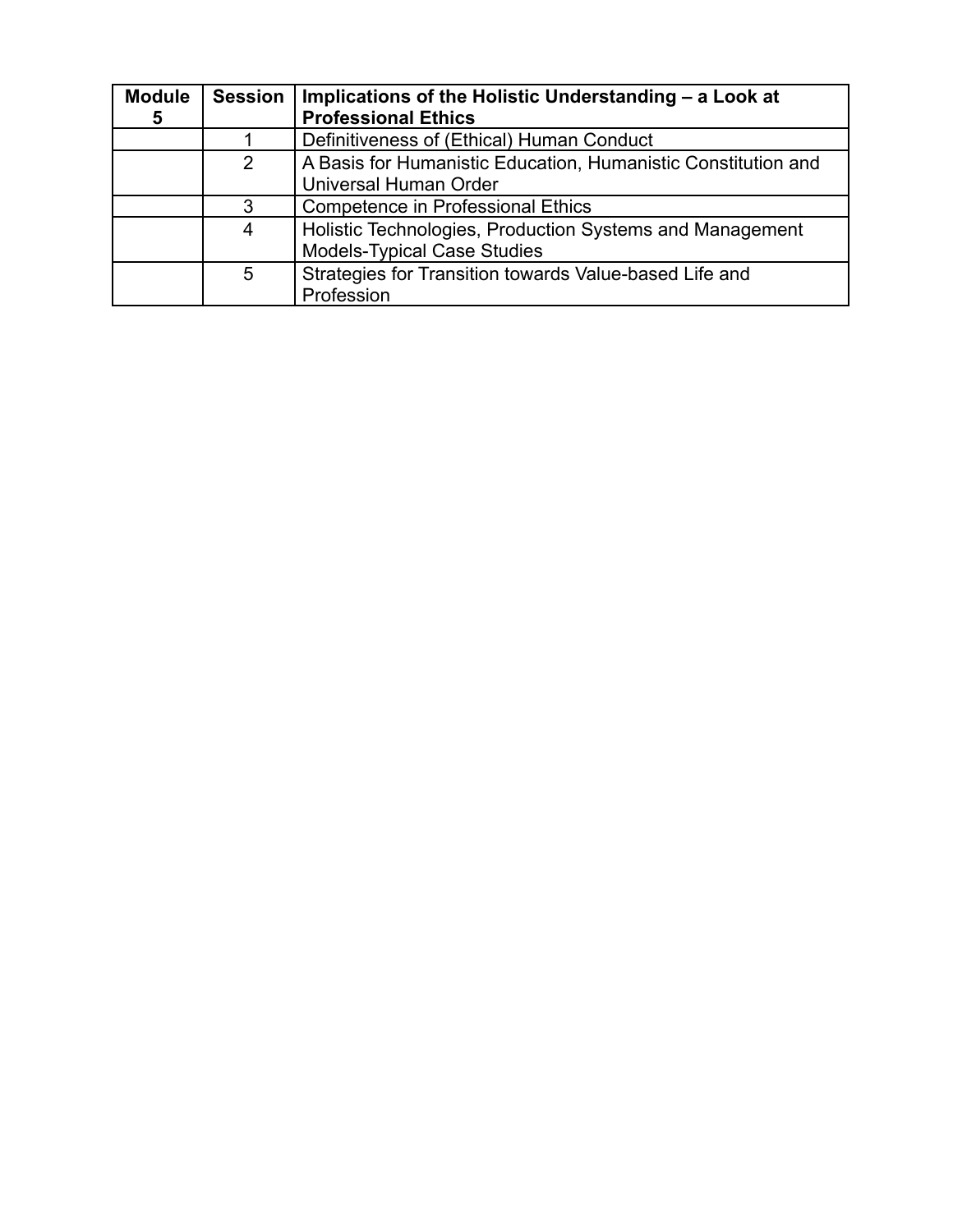| **Module 5** | **Session** | **Implications of the Holistic Understanding – a Look at Professional Ethics** |
|---|---|---|
| | 1 | Definitiveness of (Ethical) Human Conduct |
| | 2 | A Basis for Humanistic Education, Humanistic Constitution and Universal Human Order |
| | 3 | Competence in Professional Ethics |
| | 4 | Holistic Technologies, Production Systems and Management Models-Typical Case Studies |
| | 5 | Strategies for Transition towards Value-based Life and Profession |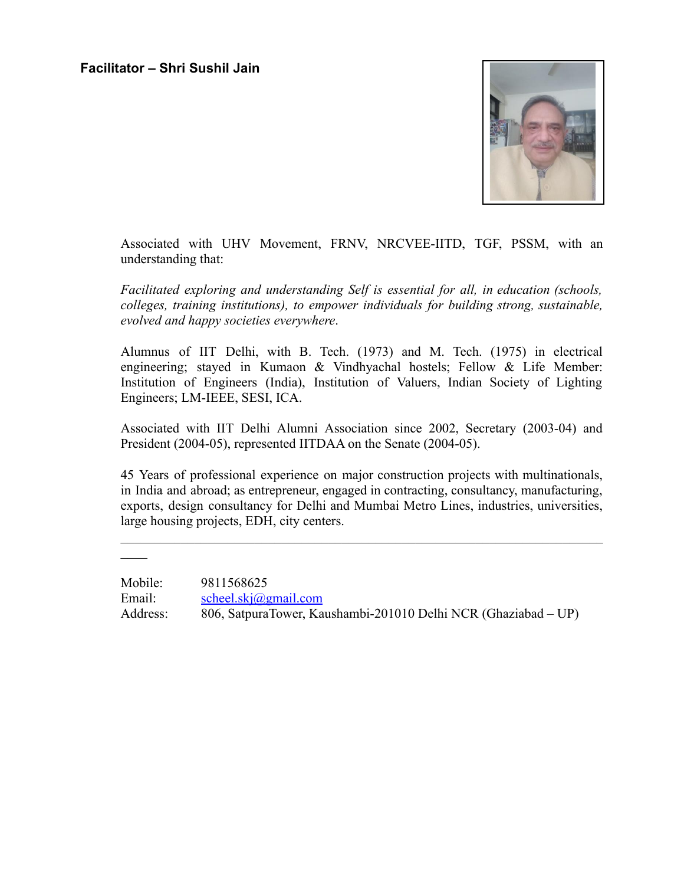**Facilitator – Shri Sushil Jain**

Associated with UHV Movement, FRNV, NRCVEE-IITD, TGF, PSSM, with an understanding that:

*Facilitated exploring and understanding Self is essential for all, in education (schools, colleges, training institutions), to empower individuals for building strong, sustainable, evolved and happy societies everywhere*.

Alumnus of IIT Delhi, with B. Tech. (1973) and M. Tech. (1975) in electrical engineering; stayed in Kumaon & Vindhyachal hostels; Fellow & Life Member: Institution of Engineers (India), Institution of Valuers, Indian Society of Lighting Engineers; LM-IEEE, SESI, ICA.

Associated with IIT Delhi Alumni Association since 2002, Secretary (2003-04) and President (2004-05), represented IITDAA on the Senate (2004-05).

45 Years of professional experience on major construction projects with multinationals, in India and abroad; as entrepreneur, engaged in contracting, consultancy, manufacturing, exports, design consultancy for Delhi and Mumbai Metro Lines, industries, universities, large housing projects, EDH, city centers.

---

Mobile: 9811568625
Email: scheel.skj@gmail.com
Address: 806, SatpuraTower, Kaushambi-201010 Delhi NCR (Ghaziabad – UP)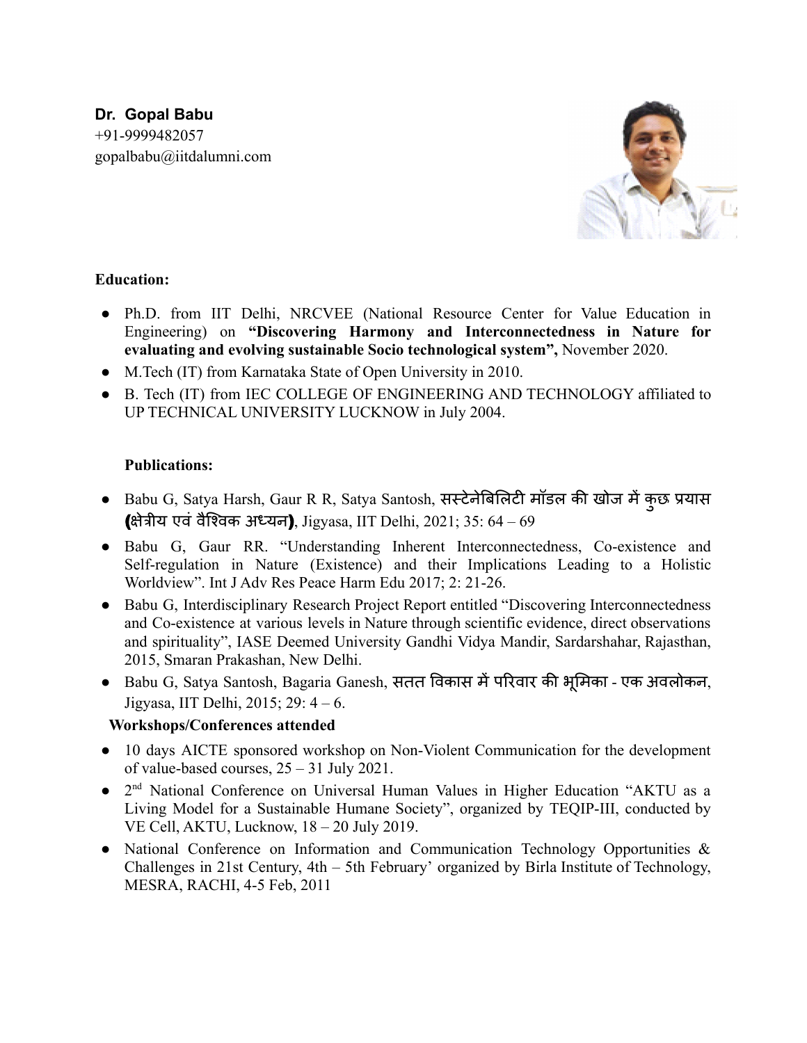**Dr. Gopal Babu**
+91-9999482057
gopalbabu@iitdalumni.com

**Education:**

- Ph.D. from IIT Delhi, NRCVEE (National Resource Center for Value Education in Engineering) on **"Discovering Harmony and Interconnectedness in Nature for evaluating and evolving sustainable Socio technological system",** November 2020.
- M.Tech (IT) from Karnataka State of Open University in 2010.
- B. Tech (IT) from IEC COLLEGE OF ENGINEERING AND TECHNOLOGY affiliated to UP TECHNICAL UNIVERSITY LUCKNOW in July 2004.

**Publications:**

- Babu G, Satya Harsh, Gaur R R, Satya Santosh, सस्टेनेबिलिटी मॉडल की खोज में कुछ प्रयास **(क्षेत्रीय एवं वैश्विक अध्ययन)**, Jigyasa, IIT Delhi, 2021; 35: 64 – 69
- Babu G, Gaur RR. "Understanding Inherent Interconnectedness, Co-existence and Self-regulation in Nature (Existence) and their Implications Leading to a Holistic Worldview". Int J Adv Res Peace Harm Edu 2017; 2: 21-26.
- Babu G, Interdisciplinary Research Project Report entitled "Discovering Interconnectedness and Co-existence at various levels in Nature through scientific evidence, direct observations and spirituality", IASE Deemed University Gandhi Vidya Mandir, Sardarshahar, Rajasthan, 2015, Smaran Prakashan, New Delhi.
- Babu G, Satya Santosh, Bagaria Ganesh, सतत विकास में परिवार की भूमिका - एक अवलोकन, Jigyasa, IIT Delhi, 2015; 29: 4 – 6.

**Workshops/Conferences attended**

- 10 days AICTE sponsored workshop on Non-Violent Communication for the development of value-based courses, 25 – 31 July 2021.
- 2nd National Conference on Universal Human Values in Higher Education "AKTU as a Living Model for a Sustainable Humane Society", organized by TEQIP-III, conducted by VE Cell, AKTU, Lucknow, 18 – 20 July 2019.
- National Conference on Information and Communication Technology Opportunities & Challenges in 21st Century, 4th – 5th February' organized by Birla Institute of Technology, MESRA, RACHI, 4-5 Feb, 2011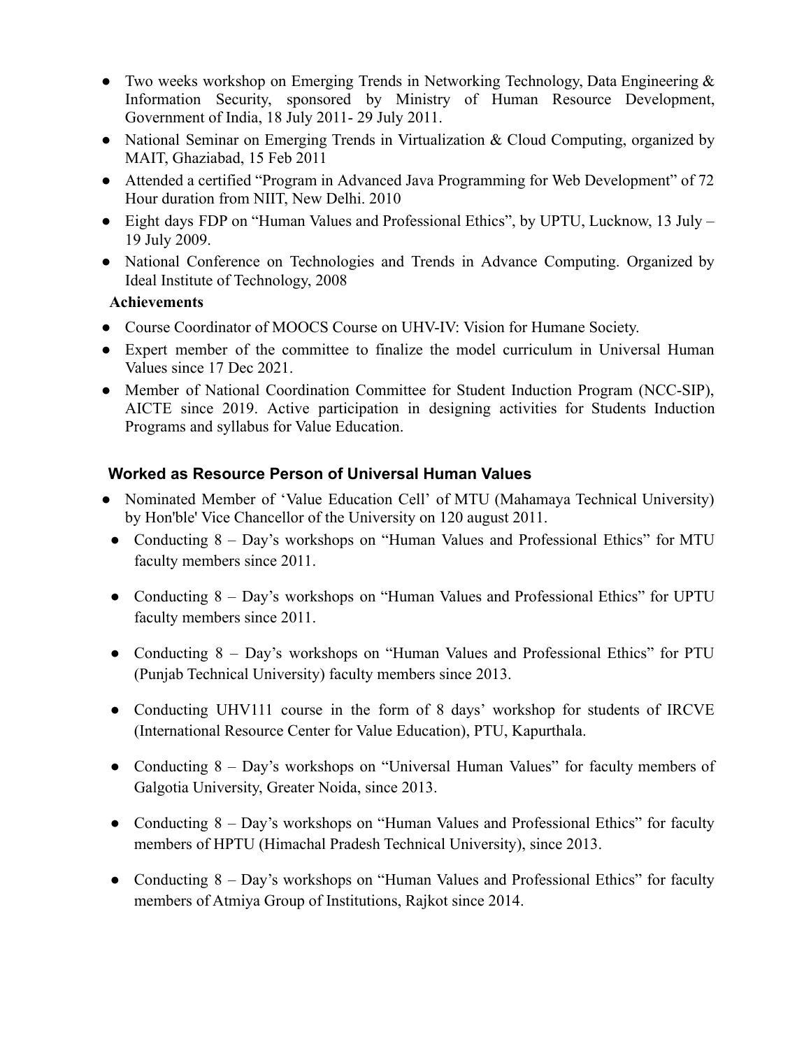- Two weeks workshop on Emerging Trends in Networking Technology, Data Engineering & Information Security, sponsored by Ministry of Human Resource Development, Government of India, 18 July 2011- 29 July 2011.
- National Seminar on Emerging Trends in Virtualization & Cloud Computing, organized by MAIT, Ghaziabad, 15 Feb 2011
- Attended a certified "Program in Advanced Java Programming for Web Development" of 72 Hour duration from NIIT, New Delhi. 2010
- Eight days FDP on "Human Values and Professional Ethics", by UPTU, Lucknow, 13 July – 19 July 2009.
- National Conference on Technologies and Trends in Advance Computing. Organized by Ideal Institute of Technology, 2008

**Achievements**

- Course Coordinator of MOOCS Course on UHV-IV: Vision for Humane Society.
- Expert member of the committee to finalize the model curriculum in Universal Human Values since 17 Dec 2021.
- Member of National Coordination Committee for Student Induction Program (NCC-SIP), AICTE since 2019. Active participation in designing activities for Students Induction Programs and syllabus for Value Education.

### Worked as Resource Person of Universal Human Values

- Nominated Member of 'Value Education Cell' of MTU (Mahamaya Technical University) by Hon'ble' Vice Chancellor of the University on 120 august 2011.
- Conducting 8 – Day's workshops on "Human Values and Professional Ethics" for MTU faculty members since 2011.
- Conducting 8 – Day's workshops on "Human Values and Professional Ethics" for UPTU faculty members since 2011.
- Conducting 8 – Day's workshops on "Human Values and Professional Ethics" for PTU (Punjab Technical University) faculty members since 2013.
- Conducting UHV111 course in the form of 8 days' workshop for students of IRCVE (International Resource Center for Value Education), PTU, Kapurthala.
- Conducting 8 – Day's workshops on "Universal Human Values" for faculty members of Galgotia University, Greater Noida, since 2013.
- Conducting 8 – Day's workshops on "Human Values and Professional Ethics" for faculty members of HPTU (Himachal Pradesh Technical University), since 2013.
- Conducting 8 – Day's workshops on "Human Values and Professional Ethics" for faculty members of Atmiya Group of Institutions, Rajkot since 2014.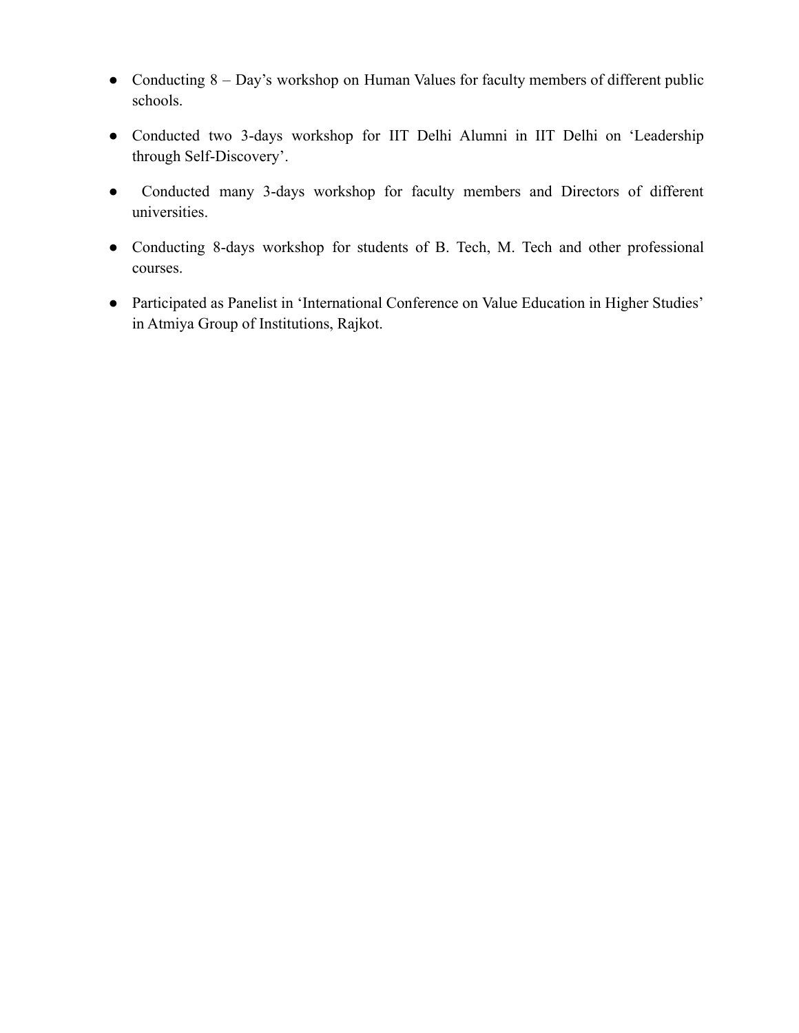- Conducting 8 – Day's workshop on Human Values for faculty members of different public schools.
- Conducted two 3-days workshop for IIT Delhi Alumni in IIT Delhi on 'Leadership through Self-Discovery'.
- Conducted many 3-days workshop for faculty members and Directors of different universities.
- Conducting 8-days workshop for students of B. Tech, M. Tech and other professional courses.
- Participated as Panelist in 'International Conference on Value Education in Higher Studies' in Atmiya Group of Institutions, Rajkot.